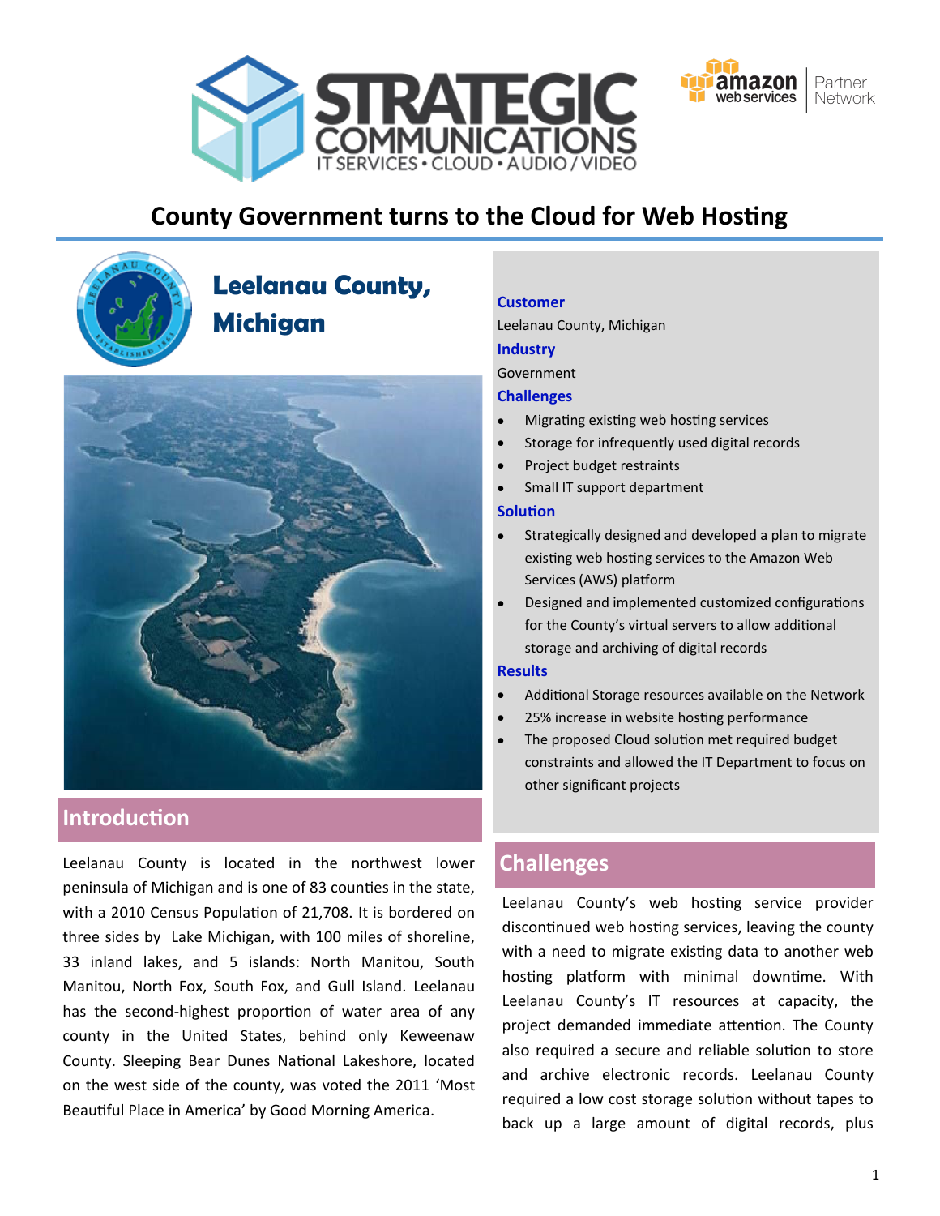# County Government turns to the Cloud for Web Hosting

## Leelanau County, Michigan

**Customer**
Leelanau County, Michigan

**Industry**
Government

**Challenges**
- Migrating existing web hosting services
- Storage for infrequently used digital records
- Project budget restraints
- Small IT support department

**Solution**
- Strategically designed and developed a plan to migrate existing web hosting services to the Amazon Web Services (AWS) platform
- Designed and implemented customized configurations for the County's virtual servers to allow additional storage and archiving of digital records

**Results**
- Additional Storage resources available on the Network
- 25% increase in website hosting performance
- The proposed Cloud solution met required budget constraints and allowed the IT Department to focus on other significant projects

## Introduction

Leelanau County is located in the northwest lower peninsula of Michigan and is one of 83 counties in the state, with a 2010 Census Population of 21,708. It is bordered on three sides by Lake Michigan, with 100 miles of shoreline, 33 inland lakes, and 5 islands: North Manitou, South Manitou, North Fox, South Fox, and Gull Island. Leelanau has the second-highest proportion of water area of any county in the United States, behind only Keweenaw County. Sleeping Bear Dunes National Lakeshore, located on the west side of the county, was voted the 2011 'Most Beautiful Place in America' by Good Morning America.

## Challenges

Leelanau County's web hosting service provider discontinued web hosting services, leaving the county with a need to migrate existing data to another web hosting platform with minimal downtime. With Leelanau County's IT resources at capacity, the project demanded immediate attention. The County also required a secure and reliable solution to store and archive electronic records. Leelanau County required a low cost storage solution without tapes to back up a large amount of digital records, plus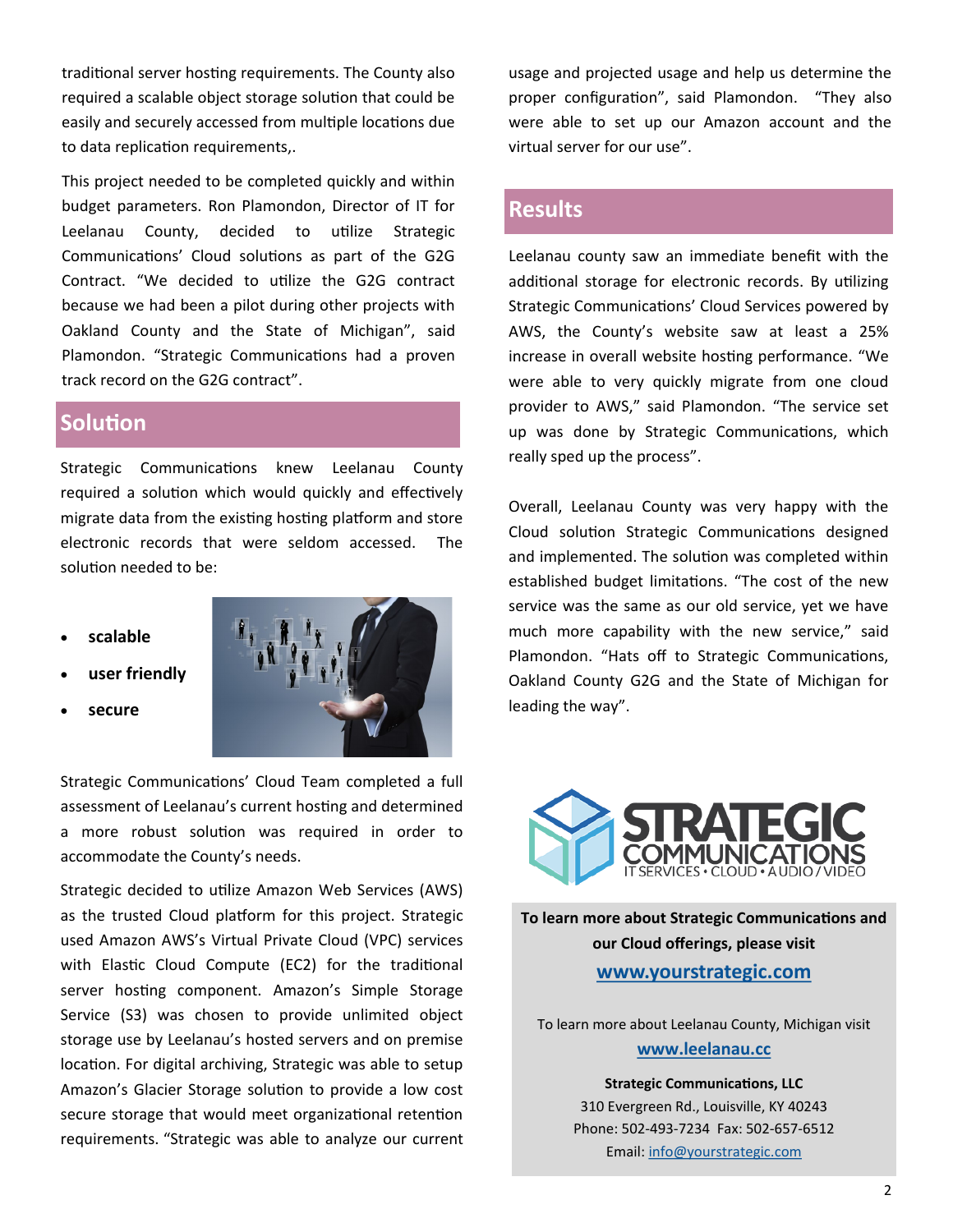traditional server hosting requirements. The County also required a scalable object storage solution that could be easily and securely accessed from multiple locations due to data replication requirements,.

This project needed to be completed quickly and within budget parameters. Ron Plamondon, Director of IT for Leelanau County, decided to utilize Strategic Communications' Cloud solutions as part of the G2G Contract. "We decided to utilize the G2G contract because we had been a pilot during other projects with Oakland County and the State of Michigan", said Plamondon. "Strategic Communications had a proven track record on the G2G contract".

## Solution

Strategic Communications knew Leelanau County required a solution which would quickly and effectively migrate data from the existing hosting platform and store electronic records that were seldom accessed. The solution needed to be:

- **scalable**
- **user friendly**
- **secure**

Strategic Communications' Cloud Team completed a full assessment of Leelanau's current hosting and determined a more robust solution was required in order to accommodate the County's needs.

Strategic decided to utilize Amazon Web Services (AWS) as the trusted Cloud platform for this project. Strategic used Amazon AWS's Virtual Private Cloud (VPC) services with Elastic Cloud Compute (EC2) for the traditional server hosting component. Amazon's Simple Storage Service (S3) was chosen to provide unlimited object storage use by Leelanau's hosted servers and on premise location. For digital archiving, Strategic was able to setup Amazon's Glacier Storage solution to provide a low cost secure storage that would meet organizational retention requirements. "Strategic was able to analyze our current usage and projected usage and help us determine the proper configuration", said Plamondon. "They also were able to set up our Amazon account and the virtual server for our use".

## Results

Leelanau county saw an immediate benefit with the additional storage for electronic records. By utilizing Strategic Communications' Cloud Services powered by AWS, the County's website saw at least a 25% increase in overall website hosting performance. "We were able to very quickly migrate from one cloud provider to AWS," said Plamondon. "The service set up was done by Strategic Communications, which really sped up the process".

Overall, Leelanau County was very happy with the Cloud solution Strategic Communications designed and implemented. The solution was completed within established budget limitations. "The cost of the new service was the same as our old service, yet we have much more capability with the new service," said Plamondon. "Hats off to Strategic Communications, Oakland County G2G and the State of Michigan for leading the way".

STRATEGIC COMMUNICATIONS
IT SERVICES • CLOUD • AUDIO / VIDEO

**To learn more about Strategic Communications and our Cloud offerings, please visit**

**[www.yourstrategic.com](http://www.yourstrategic.com)**

To learn more about Leelanau County, Michigan visit

**[www.leelanau.cc](http://www.leelanau.cc)**

**Strategic Communications, LLC**
310 Evergreen Rd., Louisville, KY 40243
Phone: 502-493-7234 Fax: 502-657-6512
Email: info@yourstrategic.com